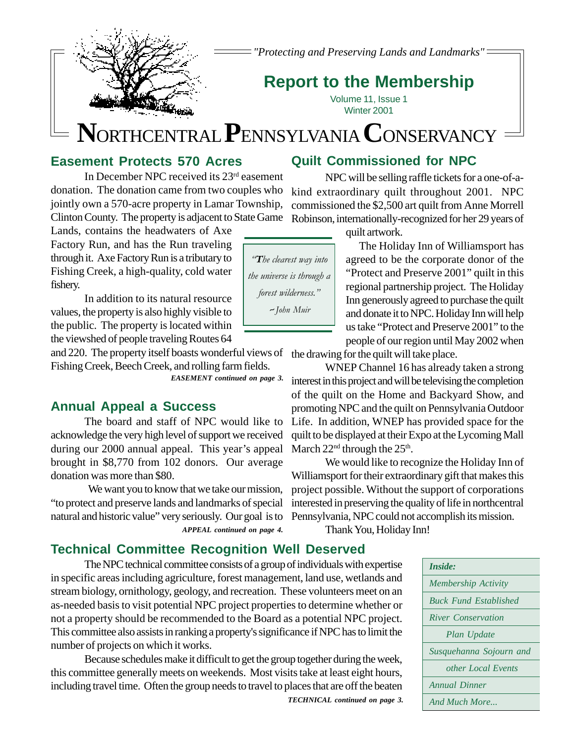*"Protecting and Preserving Lands and Landmarks"*

# Report to the Membership

Volume 11, Issue 1
Winter 2001

# NORTHCENTRAL PENNSYLVANIA CONSERVANCY

## Easement Protects 570 Acres

In December NPC received its 23rd easement donation. The donation came from two couples who jointly own a 570-acre property in Lamar Township, Clinton County. The property is adjacent to State Game Lands, contains the headwaters of Axe Factory Run, and has the Run traveling through it. Axe Factory Run is a tributary to Fishing Creek, a high-quality, cold water fishery.

In addition to its natural resource values, the property is also highly visible to the public. The property is located within the viewshed of people traveling Routes 64 and 220. The property itself boasts wonderful views of Fishing Creek, Beech Creek, and rolling farm fields.

***EASEMENT continued on page 3.***

## Annual Appeal a Success

The board and staff of NPC would like to acknowledge the very high level of support we received during our 2000 annual appeal. This year's appeal brought in $8,770 from 102 donors. Our average donation was more than $80.

We want you to know that we take our mission, "to protect and preserve lands and landmarks of special natural and historic value" very seriously. Our goal is to

***APPEAL continued on page 4.***

## Quilt Commissioned for NPC

NPC will be selling raffle tickets for a one-of-a-kind extraordinary quilt throughout 2001. NPC commissioned the $2,500 art quilt from Anne Morrell Robinson, internationally-recognized for her 29 years of quilt artwork.

> *"The clearest way into the universe is through a forest wilderness."*
> *~ John Muir*

The Holiday Inn of Williamsport has agreed to be the corporate donor of the "Protect and Preserve 2001" quilt in this regional partnership project. The Holiday Inn generously agreed to purchase the quilt and donate it to NPC. Holiday Inn will help us take "Protect and Preserve 2001" to the people of our region until May 2002 when the drawing for the quilt will take place.

WNEP Channel 16 has already taken a strong interest in this project and will be televising the completion of the quilt on the Home and Backyard Show, and promoting NPC and the quilt on Pennsylvania Outdoor Life. In addition, WNEP has provided space for the quilt to be displayed at their Expo at the Lycoming Mall March 22nd through the 25th.

We would like to recognize the Holiday Inn of Williamsport for their extraordinary gift that makes this project possible. Without the support of corporations interested in preserving the quality of life in northcentral Pennsylvania, NPC could not accomplish its mission.

Thank You, Holiday Inn!

## Technical Committee Recognition Well Deserved

The NPC technical committee consists of a group of individuals with expertise in specific areas including agriculture, forest management, land use, wetlands and stream biology, ornithology, geology, and recreation. These volunteers meet on an as-needed basis to visit potential NPC project properties to determine whether or not a property should be recommended to the Board as a potential NPC project. This committee also assists in ranking a property's significance if NPC has to limit the number of projects on which it works.

Because schedules make it difficult to get the group together during the week, this committee generally meets on weekends. Most visits take at least eight hours, including travel time. Often the group needs to travel to places that are off the beaten

***TECHNICAL continued on page 3.***

| *Inside:* |
|---|
| *Membership Activity* |
| *Buck Fund Established* |
| *River Conservation Plan Update* |
| *Susquehanna Sojourn and other Local Events* |
| *Annual Dinner* |
| *And Much More...* |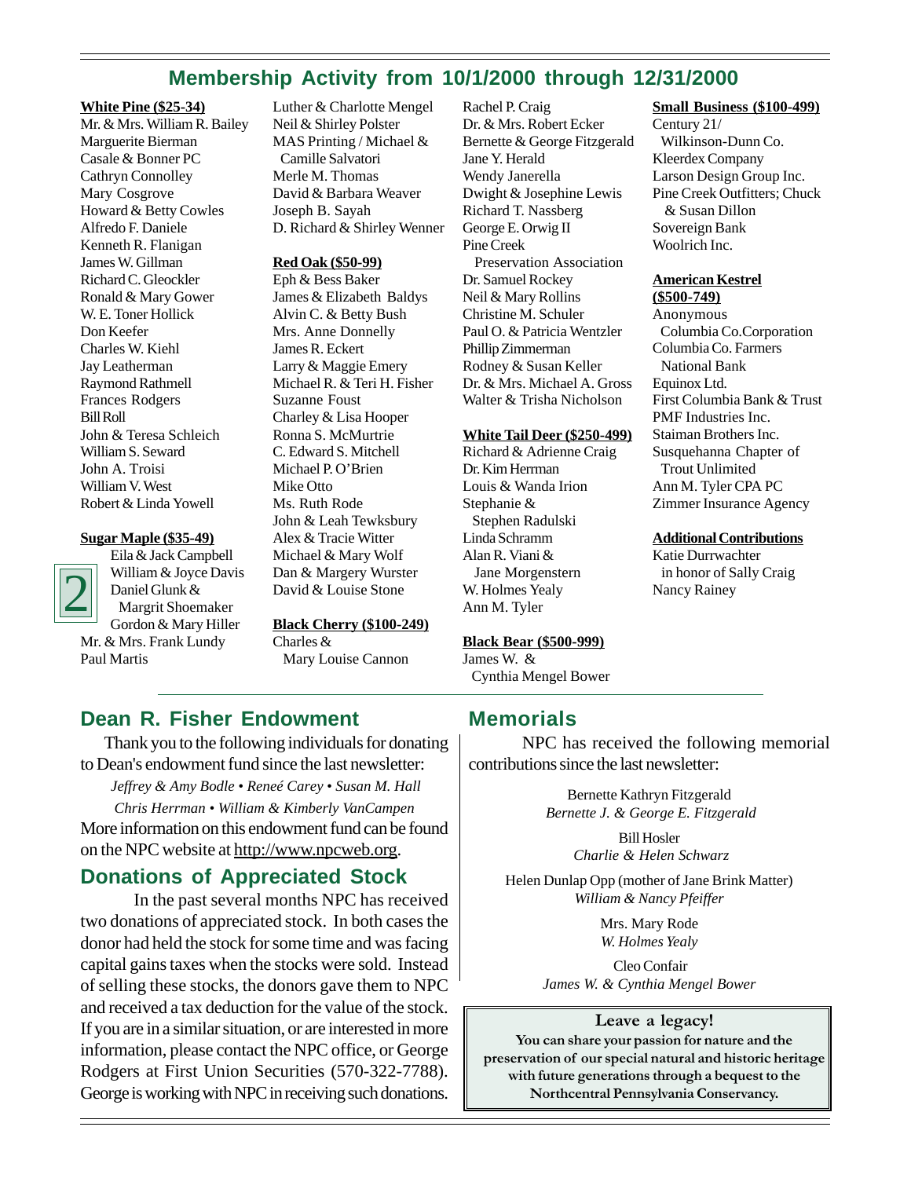## Membership Activity from 10/1/2000 through 12/31/2000

**White Pine ($25-34)**

Mr. & Mrs. William R. Bailey
Marguerite Bierman
Casale & Bonner PC
Cathryn Connolley
Mary Cosgrove
Howard & Betty Cowles
Alfredo F. Daniele
Kenneth R. Flanigan
James W. Gillman
Richard C. Gleockler
Ronald & Mary Gower
W. E. Toner Hollick
Don Keefer
Charles W. Kiehl
Jay Leatherman
Raymond Rathmell
Frances Rodgers
Bill Roll
John & Teresa Schleich
William S. Seward
John A. Troisi
William V. West
Robert & Linda Yowell

**Sugar Maple ($35-49)**

Eila & Jack Campbell
William & Joyce Davis
Daniel Glunk & Margrit Shoemaker
Gordon & Mary Hiller
Mr. & Mrs. Frank Lundy
Paul Martis
Luther & Charlotte Mengel
Neil & Shirley Polster
MAS Printing / Michael & Camille Salvatori
Merle M. Thomas
David & Barbara Weaver
Joseph B. Sayah
D. Richard & Shirley Wenner

**Red Oak ($50-99)**

Eph & Bess Baker
James & Elizabeth Baldys
Alvin C. & Betty Bush
Mrs. Anne Donnelly
James R. Eckert
Larry & Maggie Emery
Michael R. & Teri H. Fisher
Suzanne Foust
Charley & Lisa Hooper
Ronna S. McMurtrie
C. Edward S. Mitchell
Michael P. O'Brien
Mike Otto
Ms. Ruth Rode
John & Leah Tewksbury
Alex & Tracie Witter
Michael & Mary Wolf
Dan & Margery Wurster
David & Louise Stone

**Black Cherry ($100-249)**

Charles & Mary Louise Cannon
Rachel P. Craig
Dr. & Mrs. Robert Ecker
Bernette & George Fitzgerald
Jane Y. Herald
Wendy Janerella
Dwight & Josephine Lewis
Richard T. Nassberg
George E. Orwig II
Pine Creek Preservation Association
Dr. Samuel Rockey
Neil & Mary Rollins
Christine M. Schuler
Paul O. & Patricia Wentzler
Phillip Zimmerman
Rodney & Susan Keller
Dr. & Mrs. Michael A. Gross
Walter & Trisha Nicholson

**White Tail Deer ($250-499)**

Richard & Adrienne Craig
Dr. Kim Herrman
Louis & Wanda Irion
Stephanie & Stephen Radulski
Linda Schramm
Alan R. Viani & Jane Morgenstern
W. Holmes Yealy
Ann M. Tyler

**Black Bear ($500-999)**

James W. & Cynthia Mengel Bower

**Small Business ($100-499)**

Century 21/ Wilkinson-Dunn Co.
Kleerdex Company
Larson Design Group Inc.
Pine Creek Outfitters; Chuck & Susan Dillon
Sovereign Bank
Woolrich Inc.

**American Kestrel ($500-749)**

Anonymous
Columbia Co.Corporation
Columbia Co. Farmers National Bank
Equinox Ltd.
First Columbia Bank & Trust
PMF Industries Inc.
Staiman Brothers Inc.
Susquehanna Chapter of Trout Unlimited
Ann M. Tyler CPA PC
Zimmer Insurance Agency

**Additional Contributions**

Katie Durrwachter in honor of Sally Craig
Nancy Rainey

## Dean R. Fisher Endowment

Thank you to the following individuals for donating to Dean's endowment fund since the last newsletter:

*Jeffrey & Amy Bodle • Reneé Carey • Susan M. Hall*
*Chris Herrman • William & Kimberly VanCampen*

More information on this endowment fund can be found on the NPC website at http://www.npcweb.org.

## Donations of Appreciated Stock

In the past several months NPC has received two donations of appreciated stock. In both cases the donor had held the stock for some time and was facing capital gains taxes when the stocks were sold. Instead of selling these stocks, the donors gave them to NPC and received a tax deduction for the value of the stock. If you are in a similar situation, or are interested in more information, please contact the NPC office, or George Rodgers at First Union Securities (570-322-7788). George is working with NPC in receiving such donations.

## Memorials

NPC has received the following memorial contributions since the last newsletter:

Bernette Kathryn Fitzgerald
*Bernette J. & George E. Fitzgerald*

Bill Hosler
*Charlie & Helen Schwarz*

Helen Dunlap Opp (mother of Jane Brink Matter)
*William & Nancy Pfeiffer*

Mrs. Mary Rode
*W. Holmes Yealy*

Cleo Confair
*James W. & Cynthia Mengel Bower*

**Leave a legacy!**

**You can share your passion for nature and the preservation of our special natural and historic heritage with future generations through a bequest to the Northcentral Pennsylvania Conservancy.**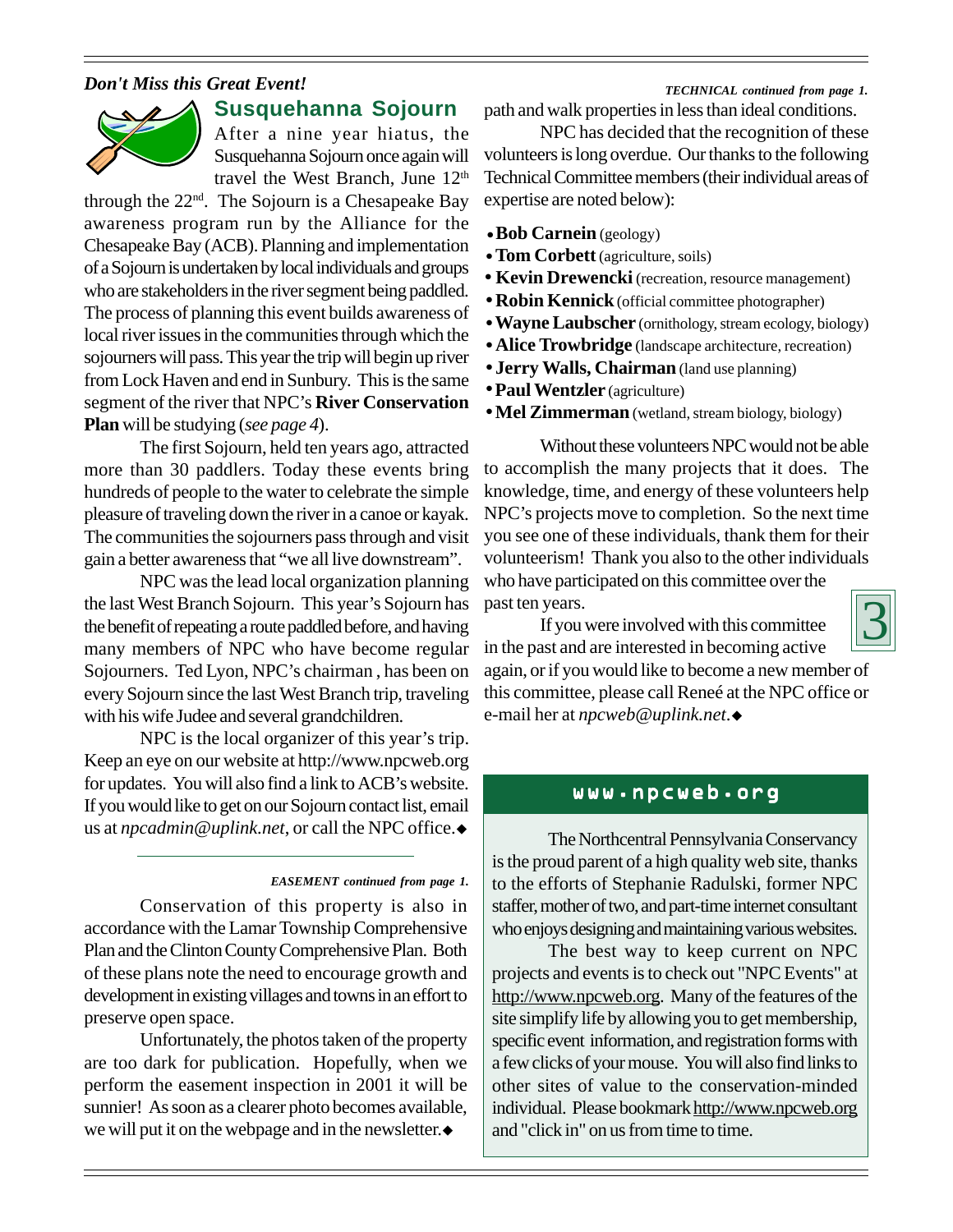*Don't Miss this Great Event!*

## Susquehanna Sojourn

After a nine year hiatus, the Susquehanna Sojourn once again will travel the West Branch, June 12th through the 22nd. The Sojourn is a Chesapeake Bay awareness program run by the Alliance for the Chesapeake Bay (ACB). Planning and implementation of a Sojourn is undertaken by local individuals and groups who are stakeholders in the river segment being paddled. The process of planning this event builds awareness of local river issues in the communities through which the sojourners will pass. This year the trip will begin up river from Lock Haven and end in Sunbury. This is the same segment of the river that NPC's **River Conservation Plan** will be studying (*see page 4*).

The first Sojourn, held ten years ago, attracted more than 30 paddlers. Today these events bring hundreds of people to the water to celebrate the simple pleasure of traveling down the river in a canoe or kayak. The communities the sojourners pass through and visit gain a better awareness that "we all live downstream".

NPC was the lead local organization planning the last West Branch Sojourn. This year's Sojourn has the benefit of repeating a route paddled before, and having many members of NPC who have become regular Sojourners. Ted Lyon, NPC's chairman , has been on every Sojourn since the last West Branch trip, traveling with his wife Judee and several grandchildren.

NPC is the local organizer of this year's trip. Keep an eye on our website at http://www.npcweb.org for updates. You will also find a link to ACB's website. If you would like to get on our Sojourn contact list, email us at *npcadmin@uplink.net*, or call the NPC office.◆

---

***EASEMENT continued from page 1.***

Conservation of this property is also in accordance with the Lamar Township Comprehensive Plan and the Clinton County Comprehensive Plan. Both of these plans note the need to encourage growth and development in existing villages and towns in an effort to preserve open space.

Unfortunately, the photos taken of the property are too dark for publication. Hopefully, when we perform the easement inspection in 2001 it will be sunnier! As soon as a clearer photo becomes available, we will put it on the webpage and in the newsletter.◆

***TECHNICAL continued from page 1.***

path and walk properties in less than ideal conditions.

NPC has decided that the recognition of these volunteers is long overdue. Our thanks to the following Technical Committee members (their individual areas of expertise are noted below):

- **Bob Carnein** (geology)
- **Tom Corbett** (agriculture, soils)
- **Kevin Drewencki** (recreation, resource management)
- **Robin Kennick** (official committee photographer)
- **Wayne Laubscher** (ornithology, stream ecology, biology)
- **Alice Trowbridge** (landscape architecture, recreation)
- **Jerry Walls, Chairman** (land use planning)
- **Paul Wentzler** (agriculture)
- **Mel Zimmerman** (wetland, stream biology, biology)

Without these volunteers NPC would not be able to accomplish the many projects that it does. The knowledge, time, and energy of these volunteers help NPC's projects move to completion. So the next time you see one of these individuals, thank them for their volunteerism! Thank you also to the other individuals who have participated on this committee over the past ten years.

If you were involved with this committee in the past and are interested in becoming active again, or if you would like to become a new member of this committee, please call Reneé at the NPC office or e-mail her at *npcweb@uplink.net*.◆

## www.npcweb.org

The Northcentral Pennsylvania Conservancy is the proud parent of a high quality web site, thanks to the efforts of Stephanie Radulski, former NPC staffer, mother of two, and part-time internet consultant who enjoys designing and maintaining various websites.

The best way to keep current on NPC projects and events is to check out "NPC Events" at http://www.npcweb.org. Many of the features of the site simplify life by allowing you to get membership, specific event information, and registration forms with a few clicks of your mouse. You will also find links to other sites of value to the conservation-minded individual. Please bookmark http://www.npcweb.org and "click in" on us from time to time.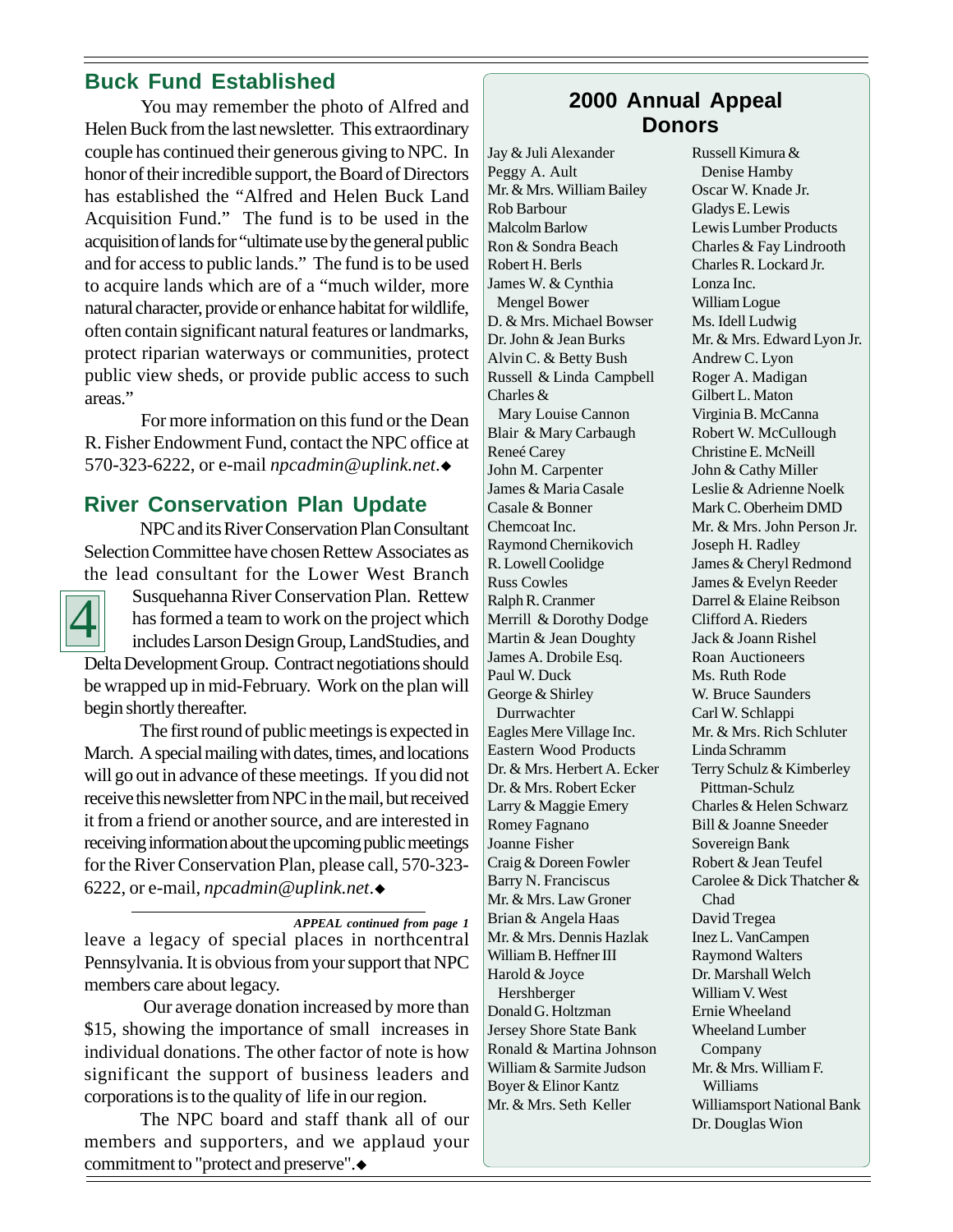## Buck Fund Established

You may remember the photo of Alfred and Helen Buck from the last newsletter. This extraordinary couple has continued their generous giving to NPC. In honor of their incredible support, the Board of Directors has established the "Alfred and Helen Buck Land Acquisition Fund." The fund is to be used in the acquisition of lands for "ultimate use by the general public and for access to public lands." The fund is to be used to acquire lands which are of a "much wilder, more natural character, provide or enhance habitat for wildlife, often contain significant natural features or landmarks, protect riparian waterways or communities, protect public view sheds, or provide public access to such areas."

For more information on this fund or the Dean R. Fisher Endowment Fund, contact the NPC office at 570-323-6222, or e-mail *npcadmin@uplink.net*.◆

## River Conservation Plan Update

NPC and its River Conservation Plan Consultant Selection Committee have chosen Rettew Associates as the lead consultant for the Lower West Branch Susquehanna River Conservation Plan. Rettew has formed a team to work on the project which includes Larson Design Group, LandStudies, and Delta Development Group. Contract negotiations should be wrapped up in mid-February. Work on the plan will begin shortly thereafter.

The first round of public meetings is expected in March. A special mailing with dates, times, and locations will go out in advance of these meetings. If you did not receive this newsletter from NPC in the mail, but received it from a friend or another source, and are interested in receiving information about the upcoming public meetings for the River Conservation Plan, please call, 570-323-6222, or e-mail, *npcadmin@uplink.net*.◆

***APPEAL continued from page 1***

leave a legacy of special places in northcentral Pennsylvania. It is obvious from your support that NPC members care about legacy.

Our average donation increased by more than $15, showing the importance of small increases in individual donations. The other factor of note is how significant the support of business leaders and corporations is to the quality of life in our region.

The NPC board and staff thank all of our members and supporters, and we applaud your commitment to "protect and preserve".◆

## 2000 Annual Appeal Donors

Jay & Juli Alexander
Peggy A. Ault
Mr. & Mrs. William Bailey
Rob Barbour
Malcolm Barlow
Ron & Sondra Beach
Robert H. Berls
James W. & Cynthia Mengel Bower
D. & Mrs. Michael Bowser
Dr. John & Jean Burks
Alvin C. & Betty Bush
Russell & Linda Campbell
Charles & Mary Louise Cannon
Blair & Mary Carbaugh
Reneé Carey
John M. Carpenter
James & Maria Casale
Casale & Bonner
Chemcoat Inc.
Raymond Chernikovich
R. Lowell Coolidge
Russ Cowles
Ralph R. Cranmer
Merrill & Dorothy Dodge
Martin & Jean Doughty
James A. Drobile Esq.
Paul W. Duck
George & Shirley Durrwachter
Eagles Mere Village Inc.
Eastern Wood Products
Dr. & Mrs. Herbert A. Ecker
Dr. & Mrs. Robert Ecker
Larry & Maggie Emery
Romey Fagnano
Joanne Fisher
Craig & Doreen Fowler
Barry N. Franciscus
Mr. & Mrs. Law Groner
Brian & Angela Haas
Mr. & Mrs. Dennis Hazlak
William B. Heffner III
Harold & Joyce Hershberger
Donald G. Holtzman
Jersey Shore State Bank
Ronald & Martina Johnson
William & Sarmite Judson
Boyer & Elinor Kantz
Mr. & Mrs. Seth Keller
Russell Kimura & Denise Hamby
Oscar W. Knade Jr.
Gladys E. Lewis
Lewis Lumber Products
Charles & Fay Lindrooth
Charles R. Lockard Jr.
Lonza Inc.
William Logue
Ms. Idell Ludwig
Mr. & Mrs. Edward Lyon Jr.
Andrew C. Lyon
Roger A. Madigan
Gilbert L. Maton
Virginia B. McCanna
Robert W. McCullough
Christine E. McNeill
John & Cathy Miller
Leslie & Adrienne Noelk
Mark C. Oberheim DMD
Mr. & Mrs. John Person Jr.
Joseph H. Radley
James & Cheryl Redmond
James & Evelyn Reeder
Darrel & Elaine Reibson
Clifford A. Rieders
Jack & Joann Rishel
Roan Auctioneers
Ms. Ruth Rode
W. Bruce Saunders
Carl W. Schlappi
Mr. & Mrs. Rich Schluter
Linda Schramm
Terry Schulz & Kimberley Pittman-Schulz
Charles & Helen Schwarz
Bill & Joanne Sneeder
Sovereign Bank
Robert & Jean Teufel
Carolee & Dick Thatcher & Chad
David Tregea
Inez L. VanCampen
Raymond Walters
Dr. Marshall Welch
William V. West
Ernie Wheeland
Wheeland Lumber Company
Mr. & Mrs. William F. Williams
Williamsport National Bank
Dr. Douglas Wion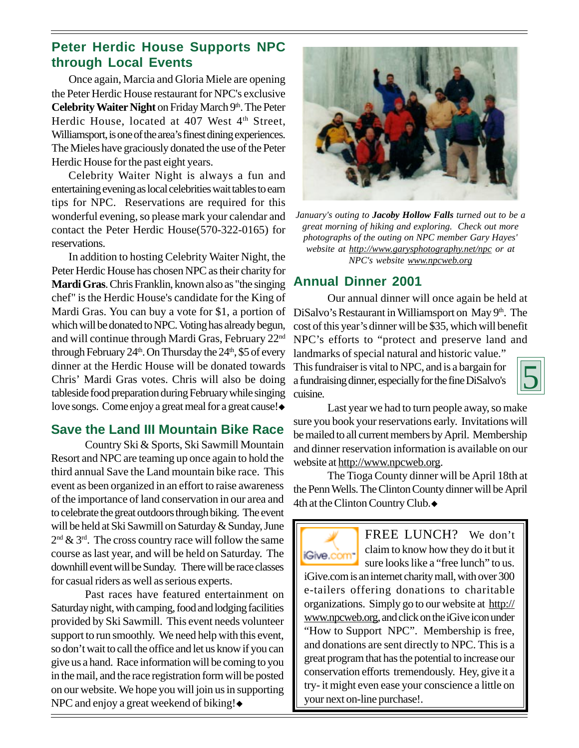## Peter Herdic House Supports NPC through Local Events

Once again, Marcia and Gloria Miele are opening the Peter Herdic House restaurant for NPC's exclusive **Celebrity Waiter Night** on Friday March 9th. The Peter Herdic House, located at 407 West 4th Street, Williamsport, is one of the area's finest dining experiences. The Mieles have graciously donated the use of the Peter Herdic House for the past eight years.

Celebrity Waiter Night is always a fun and entertaining evening as local celebrities wait tables to earn tips for NPC. Reservations are required for this wonderful evening, so please mark your calendar and contact the Peter Herdic House(570-322-0165) for reservations.

In addition to hosting Celebrity Waiter Night, the Peter Herdic House has chosen NPC as their charity for **Mardi Gras**. Chris Franklin, known also as "the singing chef" is the Herdic House's candidate for the King of Mardi Gras. You can buy a vote for $1, a portion of which will be donated to NPC. Voting has already begun, and will continue through Mardi Gras, February 22nd through February 24th. On Thursday the 24th, $5 of every dinner at the Herdic House will be donated towards Chris' Mardi Gras votes. Chris will also be doing tableside food preparation during February while singing love songs. Come enjoy a great meal for a great cause!◆

## Save the Land III Mountain Bike Race

Country Ski & Sports, Ski Sawmill Mountain Resort and NPC are teaming up once again to hold the third annual Save the Land mountain bike race. This event as been organized in an effort to raise awareness of the importance of land conservation in our area and to celebrate the great outdoors through biking. The event will be held at Ski Sawmill on Saturday & Sunday, June 2nd & 3rd. The cross country race will follow the same course as last year, and will be held on Saturday. The downhill event will be Sunday. There will be race classes for casual riders as well as serious experts.

Past races have featured entertainment on Saturday night, with camping, food and lodging facilities provided by Ski Sawmill. This event needs volunteer support to run smoothly. We need help with this event, so don't wait to call the office and let us know if you can give us a hand. Race information will be coming to you in the mail, and the race registration form will be posted on our website. We hope you will join us in supporting NPC and enjoy a great weekend of biking!◆

*January's outing to **Jacoby Hollow Falls** turned out to be a great morning of hiking and exploring. Check out more photographs of the outing on NPC member Gary Hayes' website at http://www.garysphotography.net/npc or at NPC's website www.npcweb.org*

## Annual Dinner 2001

Our annual dinner will once again be held at DiSalvo's Restaurant in Williamsport on May 9th. The cost of this year's dinner will be $35, which will benefit NPC's efforts to "protect and preserve land and landmarks of special natural and historic value." This fundraiser is vital to NPC, and is a bargain for a fundraising dinner, especially for the fine DiSalvo's cuisine.

Last year we had to turn people away, so make sure you book your reservations early. Invitations will be mailed to all current members by April. Membership and dinner reservation information is available on our website at http://www.npcweb.org.

The Tioga County dinner will be April 18th at the Penn Wells. The Clinton County dinner will be April 4th at the Clinton Country Club.◆

FREE LUNCH? We don't claim to know how they do it but it sure looks like a "free lunch" to us. iGive.com is an internet charity mall, with over 300 e-tailers offering donations to charitable organizations. Simply go to our website at http://www.npcweb.org, and click on the iGive icon under "How to Support NPC". Membership is free, and donations are sent directly to NPC. This is a great program that has the potential to increase our conservation efforts tremendously. Hey, give it a try- it might even ease your conscience a little on your next on-line purchase!.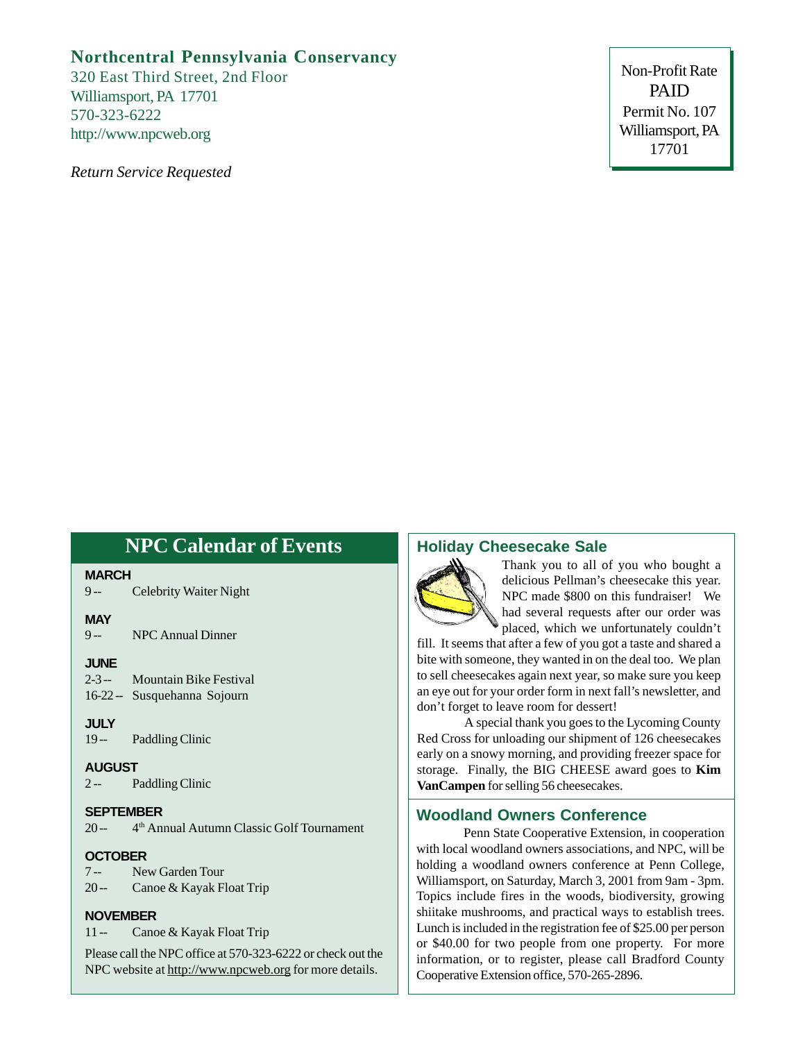**Northcentral Pennsylvania Conservancy**
320 East Third Street, 2nd Floor
Williamsport, PA 17701
570-323-6222
http://www.npcweb.org

*Return Service Requested*

Non-Profit Rate
PAID
Permit No. 107
Williamsport, PA
17701

## NPC Calendar of Events

**MARCH**
9 -- Celebrity Waiter Night

**MAY**
9 -- NPC Annual Dinner

**JUNE**
2-3 -- Mountain Bike Festival
16-22 -- Susquehanna Sojourn

**JULY**
19 -- Paddling Clinic

**AUGUST**
2 -- Paddling Clinic

**SEPTEMBER**
20 -- 4th Annual Autumn Classic Golf Tournament

**OCTOBER**
7 -- New Garden Tour
20 -- Canoe & Kayak Float Trip

**NOVEMBER**
11 -- Canoe & Kayak Float Trip

Please call the NPC office at 570-323-6222 or check out the NPC website at http://www.npcweb.org for more details.

## Holiday Cheesecake Sale

Thank you to all of you who bought a delicious Pellman's cheesecake this year. NPC made $800 on this fundraiser! We had several requests after our order was placed, which we unfortunately couldn't fill. It seems that after a few of you got a taste and shared a bite with someone, they wanted in on the deal too. We plan to sell cheesecakes again next year, so make sure you keep an eye out for your order form in next fall's newsletter, and don't forget to leave room for dessert!

A special thank you goes to the Lycoming County Red Cross for unloading our shipment of 126 cheesecakes early on a snowy morning, and providing freezer space for storage. Finally, the BIG CHEESE award goes to **Kim VanCampen** for selling 56 cheesecakes.

## Woodland Owners Conference

Penn State Cooperative Extension, in cooperation with local woodland owners associations, and NPC, will be holding a woodland owners conference at Penn College, Williamsport, on Saturday, March 3, 2001 from 9am - 3pm. Topics include fires in the woods, biodiversity, growing shiitake mushrooms, and practical ways to establish trees. Lunch is included in the registration fee of $25.00 per person or $40.00 for two people from one property. For more information, or to register, please call Bradford County Cooperative Extension office, 570-265-2896.